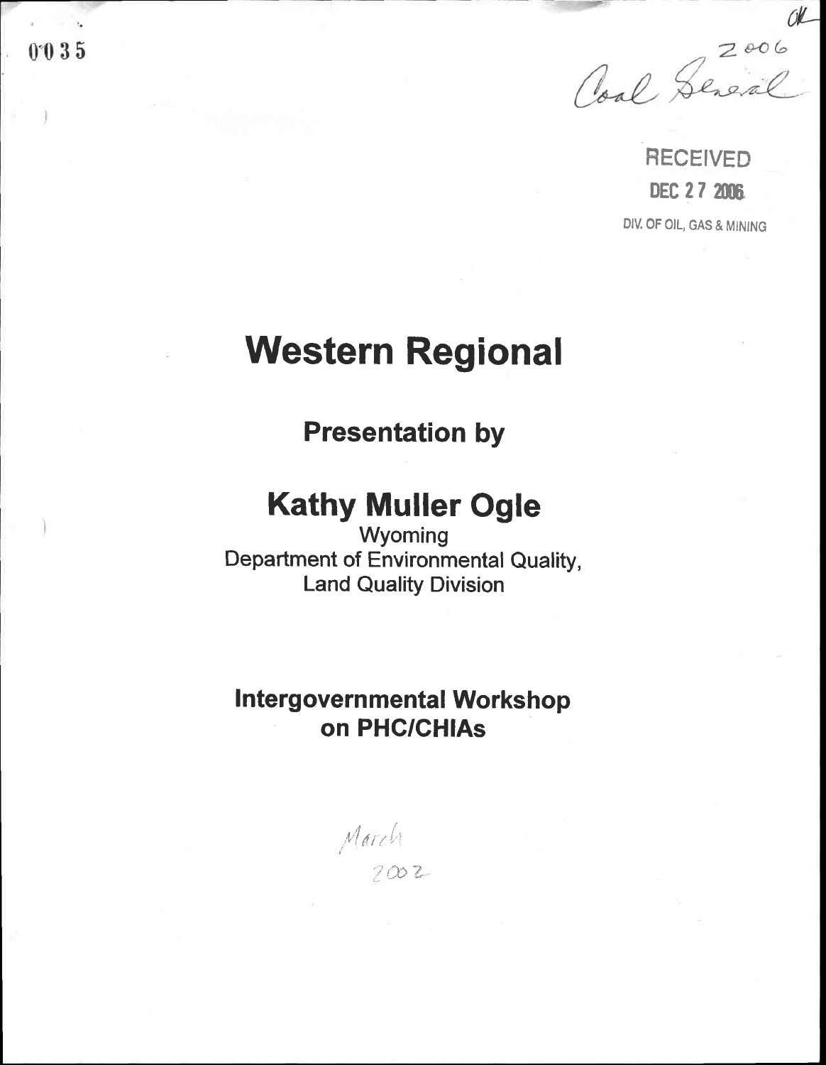0035

2006
Coal General

RECEIVED
DEC 27 2006
DIV. OF OIL, GAS & MINING

# Western Regional

## Presentation by

# Kathy Muller Ogle

Wyoming
Department of Environmental Quality,
Land Quality Division

## Intergovernmental Workshop on PHC/CHIAs

March
2002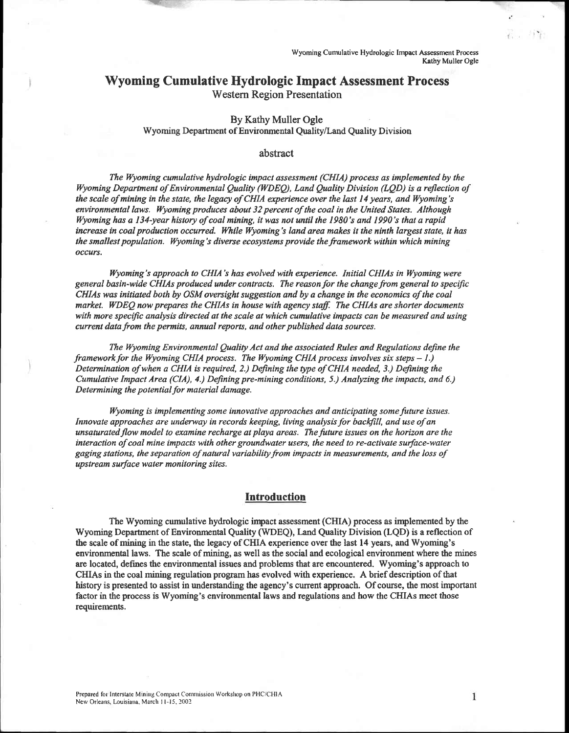# Wyoming Cumulative Hydrologic Impact Assessment Process

Western Region Presentation

By Kathy Muller Ogle

Wyoming Department of Environmental Quality/Land Quality Division

## abstract

*The Wyoming cumulative hydrologic impact assessment (CHIA) process as implemented by the Wyoming Department of Environmental Quality (WDEQ), Land Quality Division (LQD) is a reflection of the scale of mining in the state, the legacy of CHIA experience over the last 14 years, and Wyoming's environmental laws. Wyoming produces about 32 percent of the coal in the United States. Although Wyoming has a 134-year history of coal mining, it was not until the 1980's and 1990's that a rapid increase in coal production occurred. While Wyoming's land area makes it the ninth largest state, it has the smallest population. Wyoming's diverse ecosystems provide the framework within which mining occurs.*

*Wyoming's approach to CHIA's has evolved with experience. Initial CHIAs in Wyoming were general basin-wide CHIAs produced under contracts. The reason for the change from general to specific CHIAs was initiated both by OSM oversight suggestion and by a change in the economics of the coal market. WDEQ now prepares the CHIAs in house with agency staff. The CHIAs are shorter documents with more specific analysis directed at the scale at which cumulative impacts can be measured and using current data from the permits, annual reports, and other published data sources.*

*The Wyoming Environmental Quality Act and the associated Rules and Regulations define the framework for the Wyoming CHIA process. The Wyoming CHIA process involves six steps – 1.) Determination of when a CHIA is required, 2.) Defining the type of CHIA needed, 3.) Defining the Cumulative Impact Area (CIA), 4.) Defining pre-mining conditions, 5.) Analyzing the impacts, and 6.) Determining the potential for material damage.*

*Wyoming is implementing some innovative approaches and anticipating some future issues. Innovate approaches are underway in records keeping, living analysis for backfill, and use of an unsaturated flow model to examine recharge at playa areas. The future issues on the horizon are the interaction of coal mine impacts with other groundwater users, the need to re-activate surface-water gaging stations, the separation of natural variability from impacts in measurements, and the loss of upstream surface water monitoring sites.*

## Introduction

The Wyoming cumulative hydrologic impact assessment (CHIA) process as implemented by the Wyoming Department of Environmental Quality (WDEQ), Land Quality Division (LQD) is a reflection of the scale of mining in the state, the legacy of CHIA experience over the last 14 years, and Wyoming's environmental laws. The scale of mining, as well as the social and ecological environment where the mines are located, defines the environmental issues and problems that are encountered. Wyoming's approach to CHIAs in the coal mining regulation program has evolved with experience. A brief description of that history is presented to assist in understanding the agency's current approach. Of course, the most important factor in the process is Wyoming's environmental laws and regulations and how the CHIAs meet those requirements.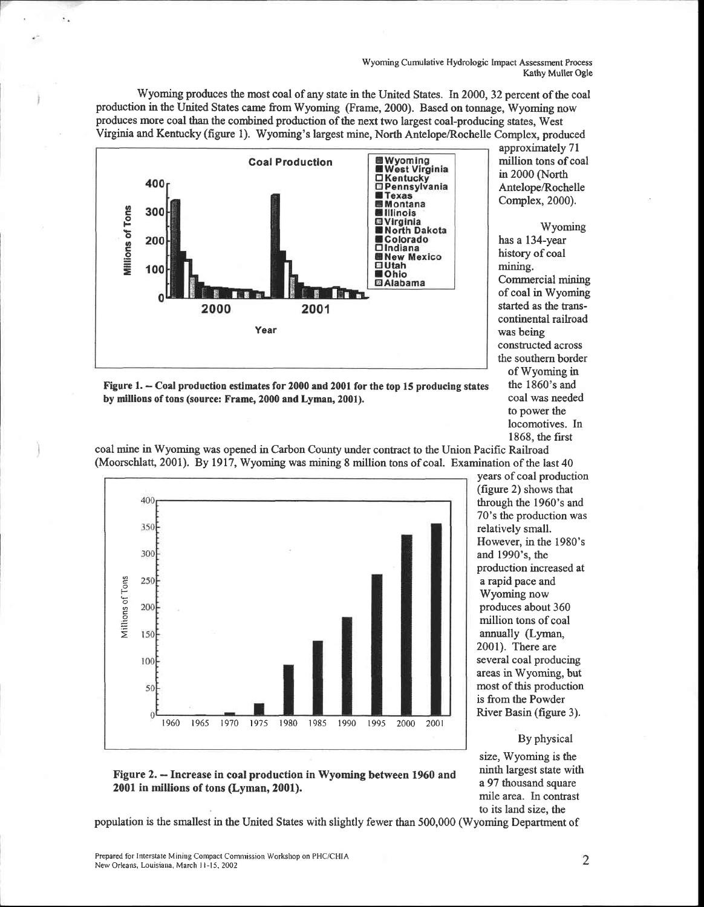Wyoming produces the most coal of any state in the United States. In 2000, 32 percent of the coal production in the United States came from Wyoming (Frame, 2000). Based on tonnage, Wyoming now produces more coal than the combined production of the next two largest coal-producing states, West Virginia and Kentucky (figure 1). Wyoming's largest mine, North Antelope/Rochelle Complex, produced approximately 71 million tons of coal in 2000 (North Antelope/Rochelle Complex, 2000).

**Figure 1. -- Coal production estimates for 2000 and 2001 for the top 15 producing states by millions of tons (source: Frame, 2000 and Lyman, 2001).**

Wyoming has a 134-year history of coal mining. Commercial mining of coal in Wyoming started as the transcontinental railroad was being constructed across the southern border of Wyoming in the 1860's and coal was needed to power the locomotives. In 1868, the first coal mine in Wyoming was opened in Carbon County under contract to the Union Pacific Railroad (Moorschlatt, 2001). By 1917, Wyoming was mining 8 million tons of coal. Examination of the last 40 years of coal production (figure 2) shows that through the 1960's and 70's the production was relatively small. However, in the 1980's and 1990's, the production increased at a rapid pace and Wyoming now produces about 360 million tons of coal annually (Lyman, 2001). There are several coal producing areas in Wyoming, but most of this production is from the Powder River Basin (figure 3).

**Figure 2. -- Increase in coal production in Wyoming between 1960 and 2001 in millions of tons (Lyman, 2001).**

By physical size, Wyoming is the ninth largest state with a 97 thousand square mile area. In contrast to its land size, the population is the smallest in the United States with slightly fewer than 500,000 (Wyoming Department of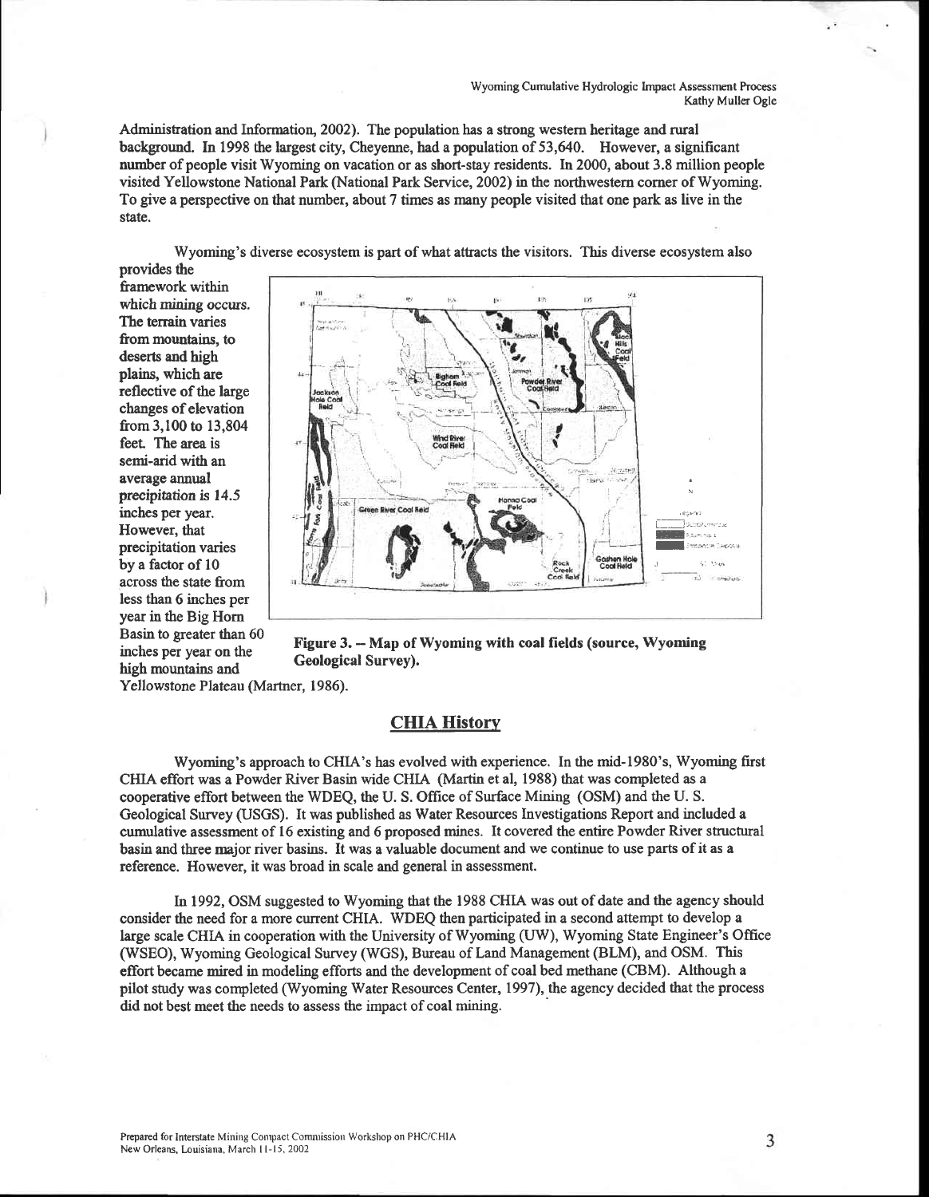Administration and Information, 2002). The population has a strong western heritage and rural background. In 1998 the largest city, Cheyenne, had a population of 53,640. However, a significant number of people visit Wyoming on vacation or as short-stay residents. In 2000, about 3.8 million people visited Yellowstone National Park (National Park Service, 2002) in the northwestern corner of Wyoming. To give a perspective on that number, about 7 times as many people visited that one park as live in the state.

Wyoming's diverse ecosystem is part of what attracts the visitors. This diverse ecosystem also provides the framework within which mining occurs. The terrain varies from mountains, to deserts and high plains, which are reflective of the large changes of elevation from 3,100 to 13,804 feet. The area is semi-arid with an average annual precipitation is 14.5 inches per year. However, that precipitation varies by a factor of 10 across the state from less than 6 inches per year in the Big Horn Basin to greater than 60 inches per year on the high mountains and Yellowstone Plateau (Martner, 1986).

**Figure 3. – Map of Wyoming with coal fields (source, Wyoming Geological Survey).**

## CHIA History

Wyoming's approach to CHIA's has evolved with experience. In the mid-1980's, Wyoming first CHIA effort was a Powder River Basin wide CHIA (Martin et al, 1988) that was completed as a cooperative effort between the WDEQ, the U. S. Office of Surface Mining (OSM) and the U. S. Geological Survey (USGS). It was published as Water Resources Investigations Report and included a cumulative assessment of 16 existing and 6 proposed mines. It covered the entire Powder River structural basin and three major river basins. It was a valuable document and we continue to use parts of it as a reference. However, it was broad in scale and general in assessment.

In 1992, OSM suggested to Wyoming that the 1988 CHIA was out of date and the agency should consider the need for a more current CHIA. WDEQ then participated in a second attempt to develop a large scale CHIA in cooperation with the University of Wyoming (UW), Wyoming State Engineer's Office (WSEO), Wyoming Geological Survey (WGS), Bureau of Land Management (BLM), and OSM. This effort became mired in modeling efforts and the development of coal bed methane (CBM). Although a pilot study was completed (Wyoming Water Resources Center, 1997), the agency decided that the process did not best meet the needs to assess the impact of coal mining.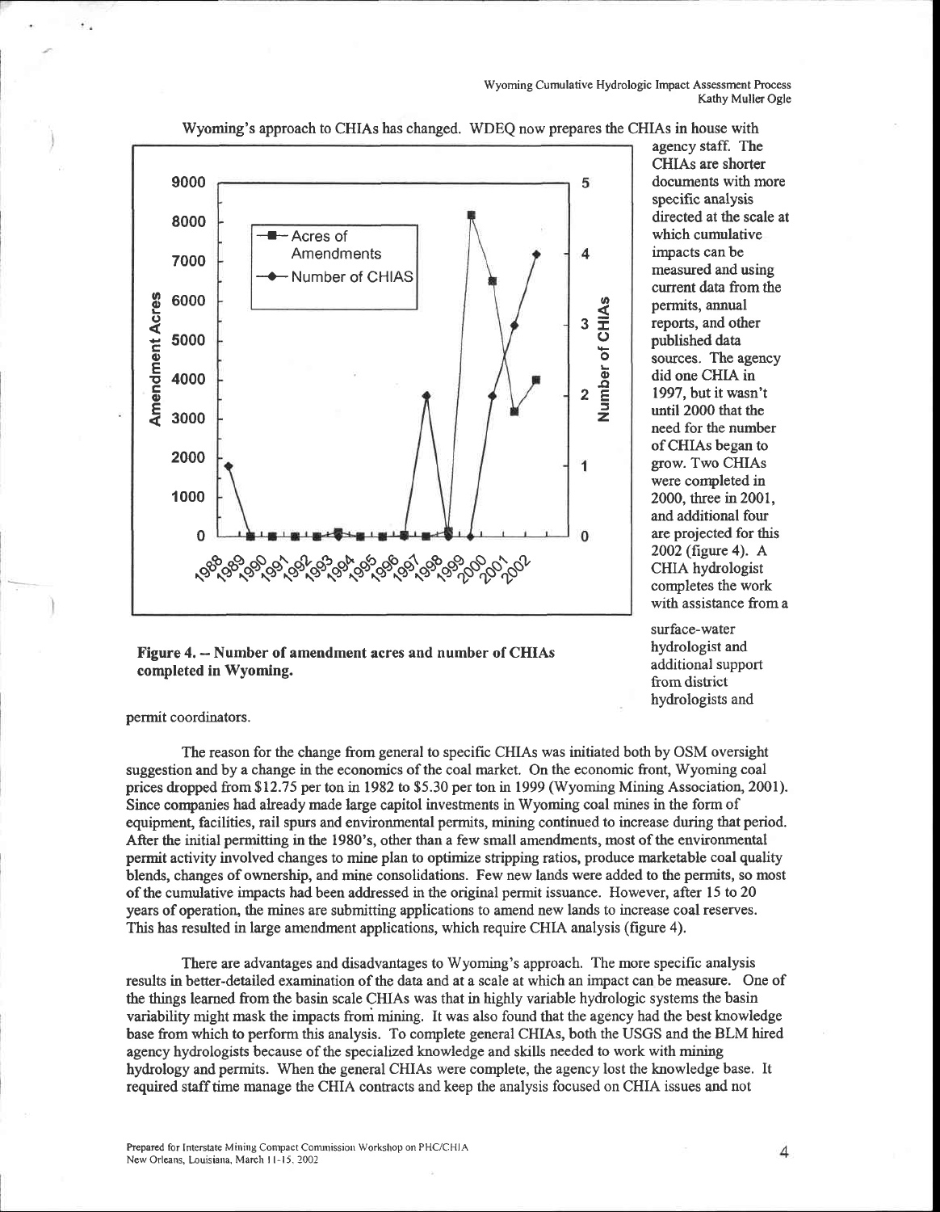Wyoming's approach to CHIAs has changed. WDEQ now prepares the CHIAs in house with agency staff. The CHIAs are shorter documents with more specific analysis directed at the scale at which cumulative impacts can be measured and using current data from the permits, annual reports, and other published data sources. The agency did one CHIA in 1997, but it wasn't until 2000 that the need for the number of CHIAs began to grow. Two CHIAs were completed in 2000, three in 2001, and additional four are projected for this 2002 (figure 4). A CHIA hydrologist completes the work with assistance from a surface-water hydrologist and additional support from district hydrologists and permit coordinators.

**Figure 4. -- Number of amendment acres and number of CHIAs completed in Wyoming.**

The reason for the change from general to specific CHIAs was initiated both by OSM oversight suggestion and by a change in the economics of the coal market. On the economic front, Wyoming coal prices dropped from $12.75 per ton in 1982 to $5.30 per ton in 1999 (Wyoming Mining Association, 2001). Since companies had already made large capitol investments in Wyoming coal mines in the form of equipment, facilities, rail spurs and environmental permits, mining continued to increase during that period. After the initial permitting in the 1980's, other than a few small amendments, most of the environmental permit activity involved changes to mine plan to optimize stripping ratios, produce marketable coal quality blends, changes of ownership, and mine consolidations. Few new lands were added to the permits, so most of the cumulative impacts had been addressed in the original permit issuance. However, after 15 to 20 years of operation, the mines are submitting applications to amend new lands to increase coal reserves. This has resulted in large amendment applications, which require CHIA analysis (figure 4).

There are advantages and disadvantages to Wyoming's approach. The more specific analysis results in better-detailed examination of the data and at a scale at which an impact can be measure. One of the things learned from the basin scale CHIAs was that in highly variable hydrologic systems the basin variability might mask the impacts from mining. It was also found that the agency had the best knowledge base from which to perform this analysis. To complete general CHIAs, both the USGS and the BLM hired agency hydrologists because of the specialized knowledge and skills needed to work with mining hydrology and permits. When the general CHIAs were complete, the agency lost the knowledge base. It required staff time manage the CHIA contracts and keep the analysis focused on CHIA issues and not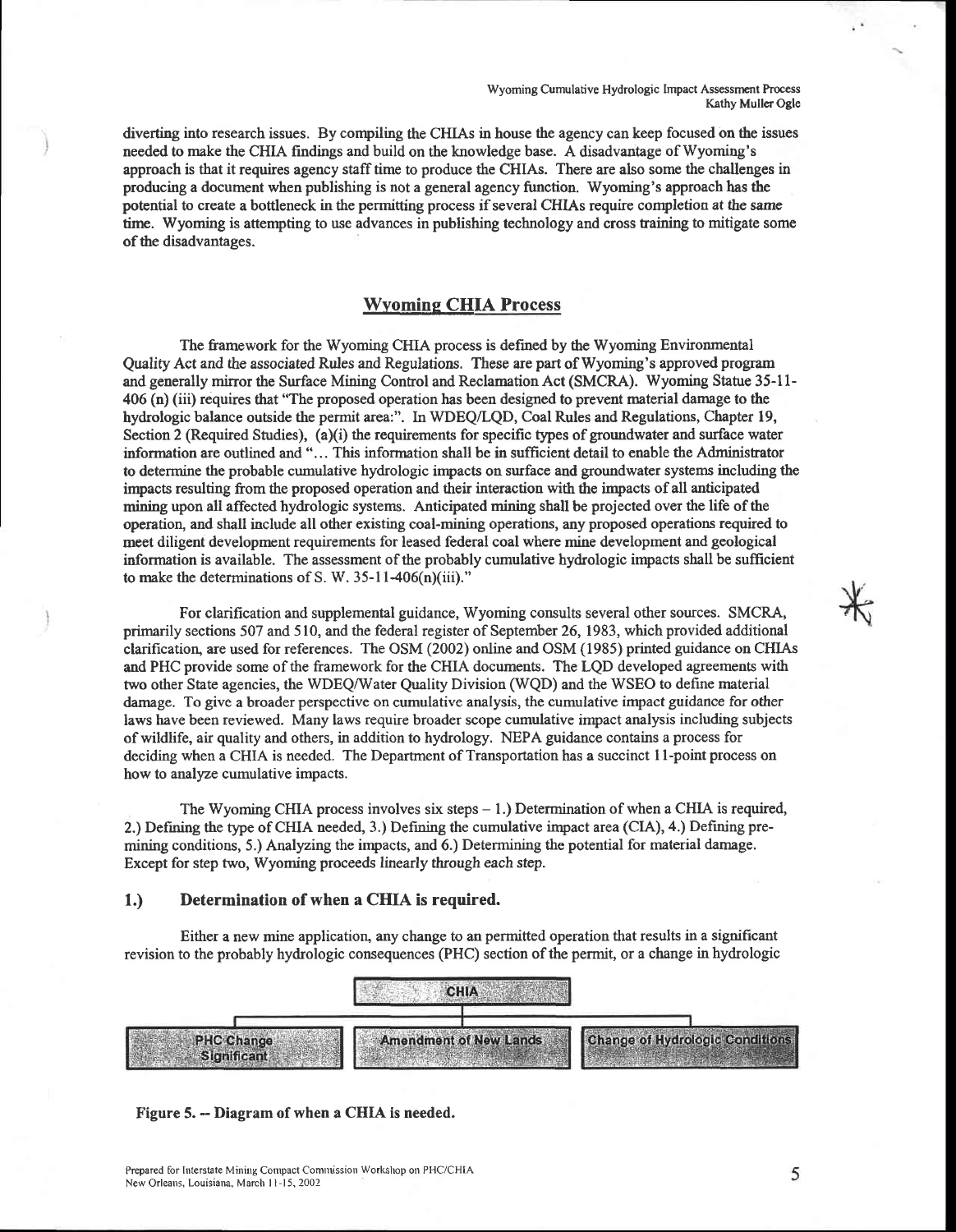diverting into research issues. By compiling the CHIAs in house the agency can keep focused on the issues needed to make the CHIA findings and build on the knowledge base. A disadvantage of Wyoming's approach is that it requires agency staff time to produce the CHIAs. There are also some the challenges in producing a document when publishing is not a general agency function. Wyoming's approach has the potential to create a bottleneck in the permitting process if several CHIAs require completion at the same time. Wyoming is attempting to use advances in publishing technology and cross training to mitigate some of the disadvantages.

## Wyoming CHIA Process

The framework for the Wyoming CHIA process is defined by the Wyoming Environmental Quality Act and the associated Rules and Regulations. These are part of Wyoming's approved program and generally mirror the Surface Mining Control and Reclamation Act (SMCRA). Wyoming Statue 35-11-406 (n) (iii) requires that "The proposed operation has been designed to prevent material damage to the hydrologic balance outside the permit area:". In WDEQ/LQD, Coal Rules and Regulations, Chapter 19, Section 2 (Required Studies), (a)(i) the requirements for specific types of groundwater and surface water information are outlined and "... This information shall be in sufficient detail to enable the Administrator to determine the probable cumulative hydrologic impacts on surface and groundwater systems including the impacts resulting from the proposed operation and their interaction with the impacts of all anticipated mining upon all affected hydrologic systems. Anticipated mining shall be projected over the life of the operation, and shall include all other existing coal-mining operations, any proposed operations required to meet diligent development requirements for leased federal coal where mine development and geological information is available. The assessment of the probably cumulative hydrologic impacts shall be sufficient to make the determinations of S. W. 35-11-406(n)(iii)."

For clarification and supplemental guidance, Wyoming consults several other sources. SMCRA, primarily sections 507 and 510, and the federal register of September 26, 1983, which provided additional clarification, are used for references. The OSM (2002) online and OSM (1985) printed guidance on CHIAs and PHC provide some of the framework for the CHIA documents. The LQD developed agreements with two other State agencies, the WDEQ/Water Quality Division (WQD) and the WSEO to define material damage. To give a broader perspective on cumulative analysis, the cumulative impact guidance for other laws have been reviewed. Many laws require broader scope cumulative impact analysis including subjects of wildlife, air quality and others, in addition to hydrology. NEPA guidance contains a process for deciding when a CHIA is needed. The Department of Transportation has a succinct 11-point process on how to analyze cumulative impacts.

The Wyoming CHIA process involves six steps – 1.) Determination of when a CHIA is required, 2.) Defining the type of CHIA needed, 3.) Defining the cumulative impact area (CIA), 4.) Defining pre-mining conditions, 5.) Analyzing the impacts, and 6.) Determining the potential for material damage. Except for step two, Wyoming proceeds linearly through each step.

### 1.) Determination of when a CHIA is required.

Either a new mine application, any change to an permitted operation that results in a significant revision to the probably hydrologic consequences (PHC) section of the permit, or a change in hydrologic

CHIA

PHC Change Significant | Amendment of New Lands | Change of Hydrologic Conditions

**Figure 5. -- Diagram of when a CHIA is needed.**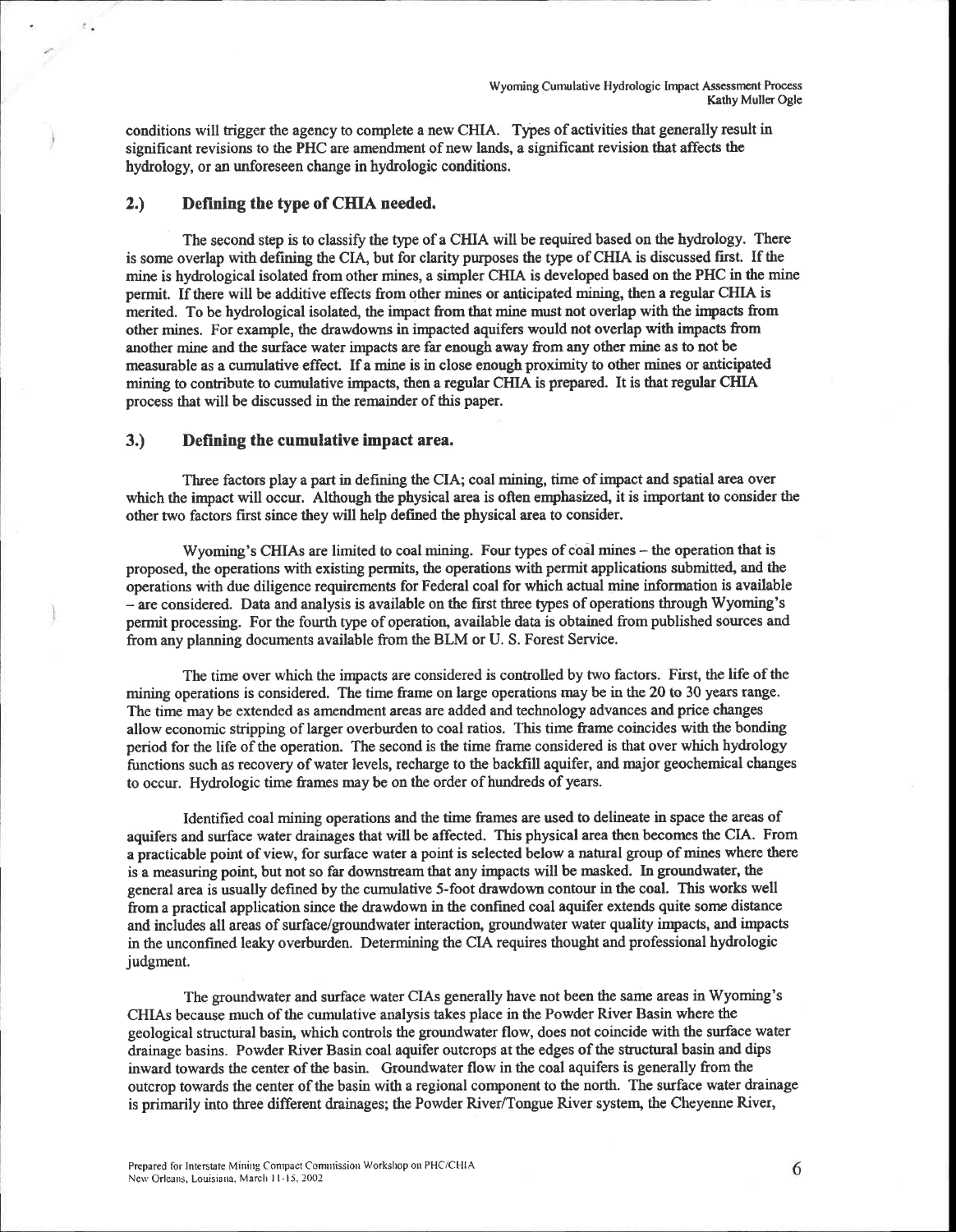conditions will trigger the agency to complete a new CHIA. Types of activities that generally result in significant revisions to the PHC are amendment of new lands, a significant revision that affects the hydrology, or an unforeseen change in hydrologic conditions.

## 2.) Defining the type of CHIA needed.

The second step is to classify the type of a CHIA will be required based on the hydrology. There is some overlap with defining the CIA, but for clarity purposes the type of CHIA is discussed first. If the mine is hydrological isolated from other mines, a simpler CHIA is developed based on the PHC in the mine permit. If there will be additive effects from other mines or anticipated mining, then a regular CHIA is merited. To be hydrological isolated, the impact from that mine must not overlap with the impacts from other mines. For example, the drawdowns in impacted aquifers would not overlap with impacts from another mine and the surface water impacts are far enough away from any other mine as to not be measurable as a cumulative effect. If a mine is in close enough proximity to other mines or anticipated mining to contribute to cumulative impacts, then a regular CHIA is prepared. It is that regular CHIA process that will be discussed in the remainder of this paper.

## 3.) Defining the cumulative impact area.

Three factors play a part in defining the CIA; coal mining, time of impact and spatial area over which the impact will occur. Although the physical area is often emphasized, it is important to consider the other two factors first since they will help defined the physical area to consider.

Wyoming's CHIAs are limited to coal mining. Four types of coal mines – the operation that is proposed, the operations with existing permits, the operations with permit applications submitted, and the operations with due diligence requirements for Federal coal for which actual mine information is available – are considered. Data and analysis is available on the first three types of operations through Wyoming's permit processing. For the fourth type of operation, available data is obtained from published sources and from any planning documents available from the BLM or U. S. Forest Service.

The time over which the impacts are considered is controlled by two factors. First, the life of the mining operations is considered. The time frame on large operations may be in the 20 to 30 years range. The time may be extended as amendment areas are added and technology advances and price changes allow economic stripping of larger overburden to coal ratios. This time frame coincides with the bonding period for the life of the operation. The second is the time frame considered is that over which hydrology functions such as recovery of water levels, recharge to the backfill aquifer, and major geochemical changes to occur. Hydrologic time frames may be on the order of hundreds of years.

Identified coal mining operations and the time frames are used to delineate in space the areas of aquifers and surface water drainages that will be affected. This physical area then becomes the CIA. From a practicable point of view, for surface water a point is selected below a natural group of mines where there is a measuring point, but not so far downstream that any impacts will be masked. In groundwater, the general area is usually defined by the cumulative 5-foot drawdown contour in the coal. This works well from a practical application since the drawdown in the confined coal aquifer extends quite some distance and includes all areas of surface/groundwater interaction, groundwater water quality impacts, and impacts in the unconfined leaky overburden. Determining the CIA requires thought and professional hydrologic judgment.

The groundwater and surface water CIAs generally have not been the same areas in Wyoming's CHIAs because much of the cumulative analysis takes place in the Powder River Basin where the geological structural basin, which controls the groundwater flow, does not coincide with the surface water drainage basins. Powder River Basin coal aquifer outcrops at the edges of the structural basin and dips inward towards the center of the basin. Groundwater flow in the coal aquifers is generally from the outcrop towards the center of the basin with a regional component to the north. The surface water drainage is primarily into three different drainages; the Powder River/Tongue River system, the Cheyenne River,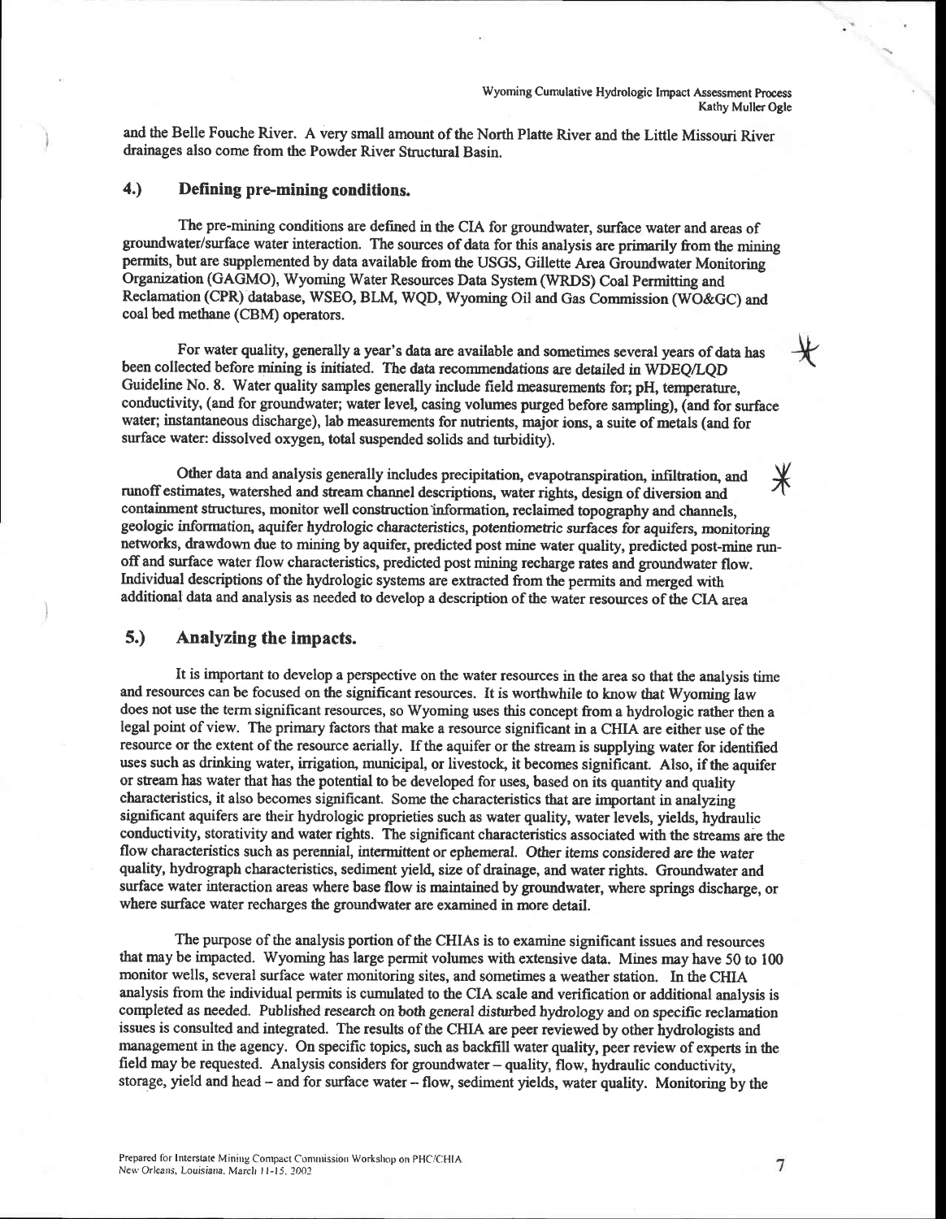and the Belle Fouche River. A very small amount of the North Platte River and the Little Missouri River drainages also come from the Powder River Structural Basin.

## 4.) Defining pre-mining conditions.

The pre-mining conditions are defined in the CIA for groundwater, surface water and areas of groundwater/surface water interaction. The sources of data for this analysis are primarily from the mining permits, but are supplemented by data available from the USGS, Gillette Area Groundwater Monitoring Organization (GAGMO), Wyoming Water Resources Data System (WRDS) Coal Permitting and Reclamation (CPR) database, WSEO, BLM, WQD, Wyoming Oil and Gas Commission (WO&GC) and coal bed methane (CBM) operators.

For water quality, generally a year's data are available and sometimes several years of data has been collected before mining is initiated. The data recommendations are detailed in WDEQ/LQD Guideline No. 8. Water quality samples generally include field measurements for; pH, temperature, conductivity, (and for groundwater; water level, casing volumes purged before sampling), (and for surface water; instantaneous discharge), lab measurements for nutrients, major ions, a suite of metals (and for surface water: dissolved oxygen, total suspended solids and turbidity).

Other data and analysis generally includes precipitation, evapotranspiration, infiltration, and runoff estimates, watershed and stream channel descriptions, water rights, design of diversion and containment structures, monitor well construction information, reclaimed topography and channels, geologic information, aquifer hydrologic characteristics, potentiometric surfaces for aquifers, monitoring networks, drawdown due to mining by aquifer, predicted post mine water quality, predicted post-mine run-off and surface water flow characteristics, predicted post mining recharge rates and groundwater flow. Individual descriptions of the hydrologic systems are extracted from the permits and merged with additional data and analysis as needed to develop a description of the water resources of the CIA area

## 5.) Analyzing the impacts.

It is important to develop a perspective on the water resources in the area so that the analysis time and resources can be focused on the significant resources. It is worthwhile to know that Wyoming law does not use the term significant resources, so Wyoming uses this concept from a hydrologic rather then a legal point of view. The primary factors that make a resource significant in a CHIA are either use of the resource or the extent of the resource aerially. If the aquifer or the stream is supplying water for identified uses such as drinking water, irrigation, municipal, or livestock, it becomes significant. Also, if the aquifer or stream has water that has the potential to be developed for uses, based on its quantity and quality characteristics, it also becomes significant. Some the characteristics that are important in analyzing significant aquifers are their hydrologic proprieties such as water quality, water levels, yields, hydraulic conductivity, storativity and water rights. The significant characteristics associated with the streams are the flow characteristics such as perennial, intermittent or ephemeral. Other items considered are the water quality, hydrograph characteristics, sediment yield, size of drainage, and water rights. Groundwater and surface water interaction areas where base flow is maintained by groundwater, where springs discharge, or where surface water recharges the groundwater are examined in more detail.

The purpose of the analysis portion of the CHIAs is to examine significant issues and resources that may be impacted. Wyoming has large permit volumes with extensive data. Mines may have 50 to 100 monitor wells, several surface water monitoring sites, and sometimes a weather station. In the CHIA analysis from the individual permits is cumulated to the CIA scale and verification or additional analysis is completed as needed. Published research on both general disturbed hydrology and on specific reclamation issues is consulted and integrated. The results of the CHIA are peer reviewed by other hydrologists and management in the agency. On specific topics, such as backfill water quality, peer review of experts in the field may be requested. Analysis considers for groundwater – quality, flow, hydraulic conductivity, storage, yield and head – and for surface water – flow, sediment yields, water quality. Monitoring by the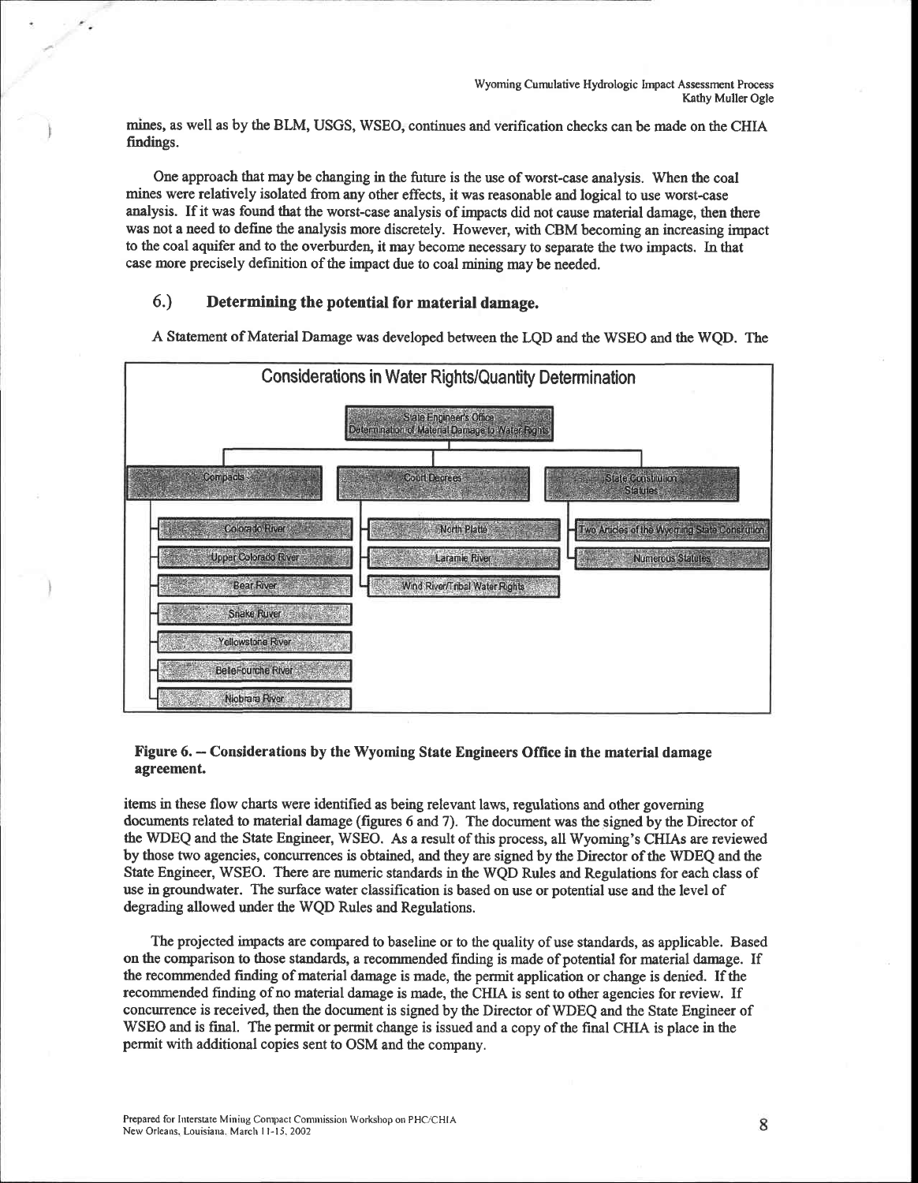mines, as well as by the BLM, USGS, WSEO, continues and verification checks can be made on the CHIA findings.

One approach that may be changing in the future is the use of worst-case analysis. When the coal mines were relatively isolated from any other effects, it was reasonable and logical to use worst-case analysis. If it was found that the worst-case analysis of impacts did not cause material damage, then there was not a need to define the analysis more discretely. However, with CBM becoming an increasing impact to the coal aquifer and to the overburden, it may become necessary to separate the two impacts. In that case more precisely definition of the impact due to coal mining may be needed.

## 6.) Determining the potential for material damage.

A Statement of Material Damage was developed between the LQD and the WSEO and the WQD. The

Considerations in Water Rights/Quantity Determination

State Engineer's Office
Determination of Material Damage to Water Rights

Compacts
Colorado River
Upper Colorado River
Bear River
Snake River
Yellowstone River
BelleFourche River
Niobrara River

Court Decrees
North Platte
Laramie River
Wind River/Tribal Water Rights

State Constitution Statutes
Two Articles of the Wyoming State Constitution
Numerous Statutes

**Figure 6. -- Considerations by the Wyoming State Engineers Office in the material damage agreement.**

items in these flow charts were identified as being relevant laws, regulations and other governing documents related to material damage (figures 6 and 7). The document was the signed by the Director of the WDEQ and the State Engineer, WSEO. As a result of this process, all Wyoming's CHIAs are reviewed by those two agencies, concurrences is obtained, and they are signed by the Director of the WDEQ and the State Engineer, WSEO. There are numeric standards in the WQD Rules and Regulations for each class of use in groundwater. The surface water classification is based on use or potential use and the level of degrading allowed under the WQD Rules and Regulations.

The projected impacts are compared to baseline or to the quality of use standards, as applicable. Based on the comparison to those standards, a recommended finding is made of potential for material damage. If the recommended finding of material damage is made, the permit application or change is denied. If the recommended finding of no material damage is made, the CHIA is sent to other agencies for review. If concurrence is received, then the document is signed by the Director of WDEQ and the State Engineer of WSEO and is final. The permit or permit change is issued and a copy of the final CHIA is place in the permit with additional copies sent to OSM and the company.